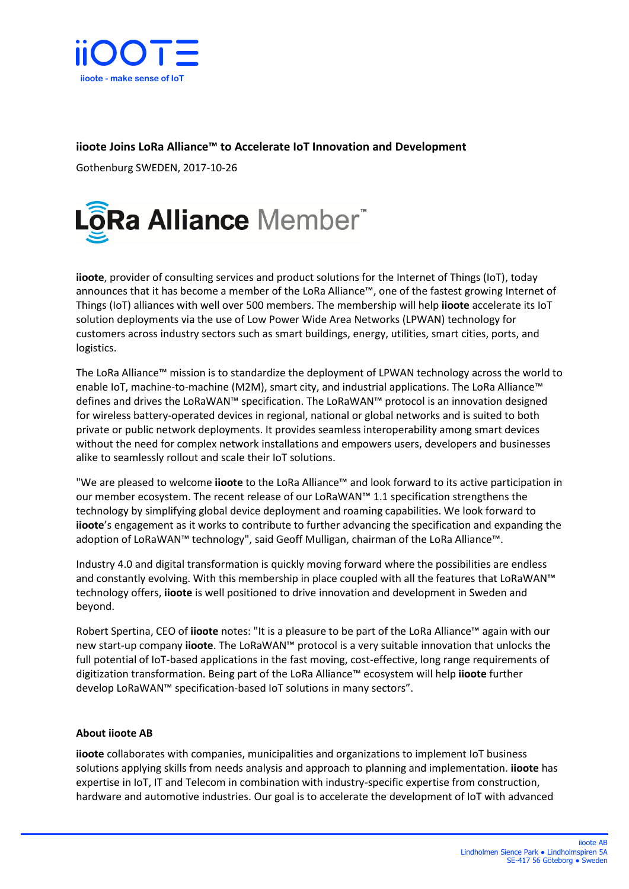iiOOTE

iioote - make sense of IoT

**iioote Joins LoRa Alliance™ to Accelerate IoT Innovation and Development**

Gothenburg SWEDEN, 2017-10-26

LoRa Alliance Member™

**iioote**, provider of consulting services and product solutions for the Internet of Things (IoT), today announces that it has become a member of the LoRa Alliance™, one of the fastest growing Internet of Things (IoT) alliances with well over 500 members. The membership will help **iioote** accelerate its IoT solution deployments via the use of Low Power Wide Area Networks (LPWAN) technology for customers across industry sectors such as smart buildings, energy, utilities, smart cities, ports, and logistics.

The LoRa Alliance™ mission is to standardize the deployment of LPWAN technology across the world to enable IoT, machine-to-machine (M2M), smart city, and industrial applications. The LoRa Alliance™ defines and drives the LoRaWAN™ specification. The LoRaWAN™ protocol is an innovation designed for wireless battery-operated devices in regional, national or global networks and is suited to both private or public network deployments. It provides seamless interoperability among smart devices without the need for complex network installations and empowers users, developers and businesses alike to seamlessly rollout and scale their IoT solutions.

"We are pleased to welcome **iioote** to the LoRa Alliance™ and look forward to its active participation in our member ecosystem. The recent release of our LoRaWAN™ 1.1 specification strengthens the technology by simplifying global device deployment and roaming capabilities. We look forward to **iioote**'s engagement as it works to contribute to further advancing the specification and expanding the adoption of LoRaWAN™ technology", said Geoff Mulligan, chairman of the LoRa Alliance™.

Industry 4.0 and digital transformation is quickly moving forward where the possibilities are endless and constantly evolving. With this membership in place coupled with all the features that LoRaWAN™ technology offers, **iioote** is well positioned to drive innovation and development in Sweden and beyond.

Robert Spertina, CEO of **iioote** notes: "It is a pleasure to be part of the LoRa Alliance™ again with our new start-up company **iioote**. The LoRaWAN™ protocol is a very suitable innovation that unlocks the full potential of IoT-based applications in the fast moving, cost-effective, long range requirements of digitization transformation. Being part of the LoRa Alliance™ ecosystem will help **iioote** further develop LoRaWAN™ specification-based IoT solutions in many sectors".

**About iioote AB**

**iioote** collaborates with companies, municipalities and organizations to implement IoT business solutions applying skills from needs analysis and approach to planning and implementation. **iioote** has expertise in IoT, IT and Telecom in combination with industry-specific expertise from construction, hardware and automotive industries. Our goal is to accelerate the development of IoT with advanced

iioote AB
Lindholmen Sience Park ● Lindholmspiren 5A
SE-417 56 Göteborg ● Sweden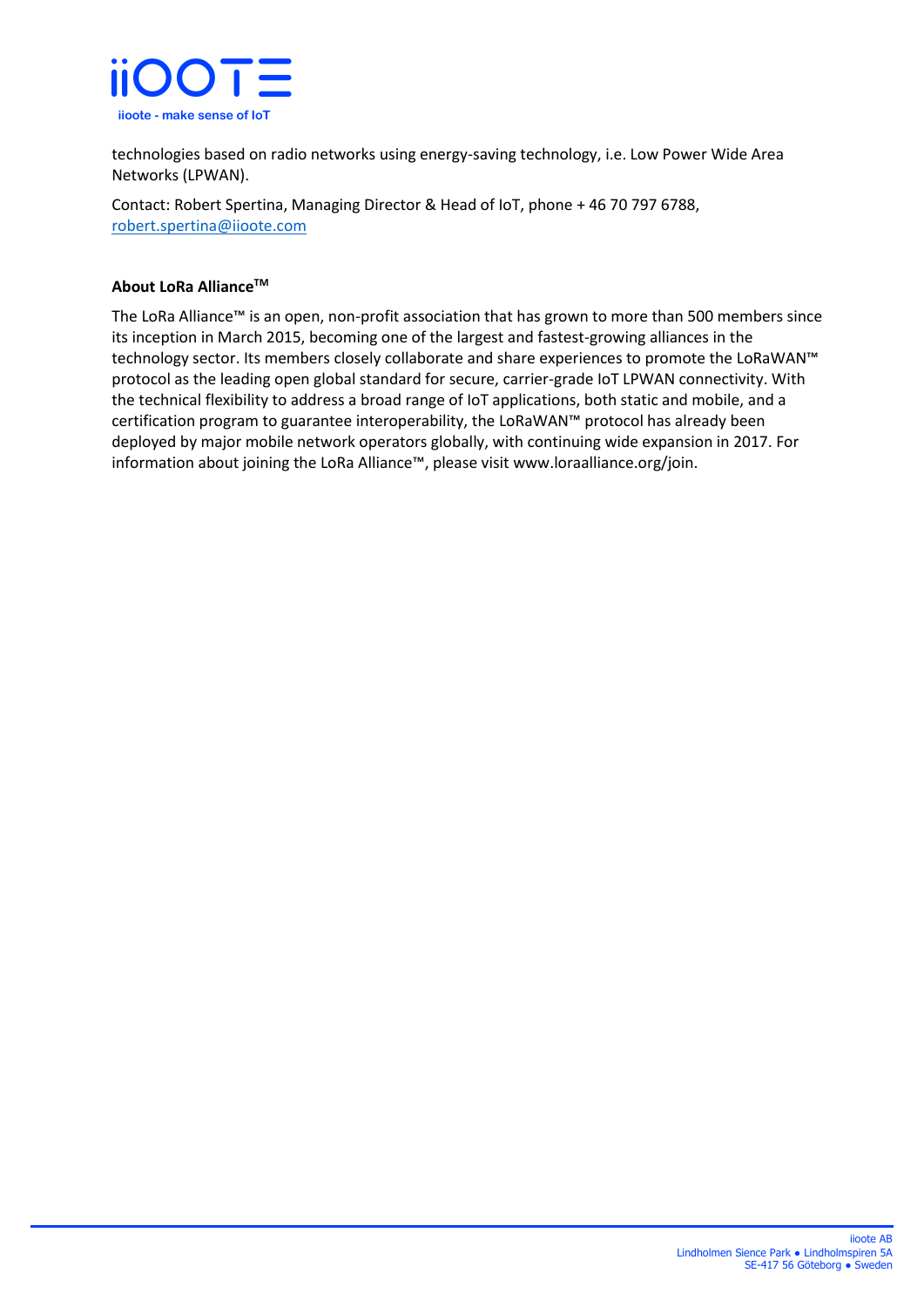technologies based on radio networks using energy-saving technology, i.e. Low Power Wide Area Networks (LPWAN).

Contact: Robert Spertina, Managing Director & Head of IoT, phone + 46 70 797 6788, robert.spertina@iioote.com

**About LoRa Alliance™**

The LoRa Alliance™ is an open, non-profit association that has grown to more than 500 members since its inception in March 2015, becoming one of the largest and fastest-growing alliances in the technology sector. Its members closely collaborate and share experiences to promote the LoRaWAN™ protocol as the leading open global standard for secure, carrier-grade IoT LPWAN connectivity. With the technical flexibility to address a broad range of IoT applications, both static and mobile, and a certification program to guarantee interoperability, the LoRaWAN™ protocol has already been deployed by major mobile network operators globally, with continuing wide expansion in 2017. For information about joining the LoRa Alliance™, please visit www.loraalliance.org/join.